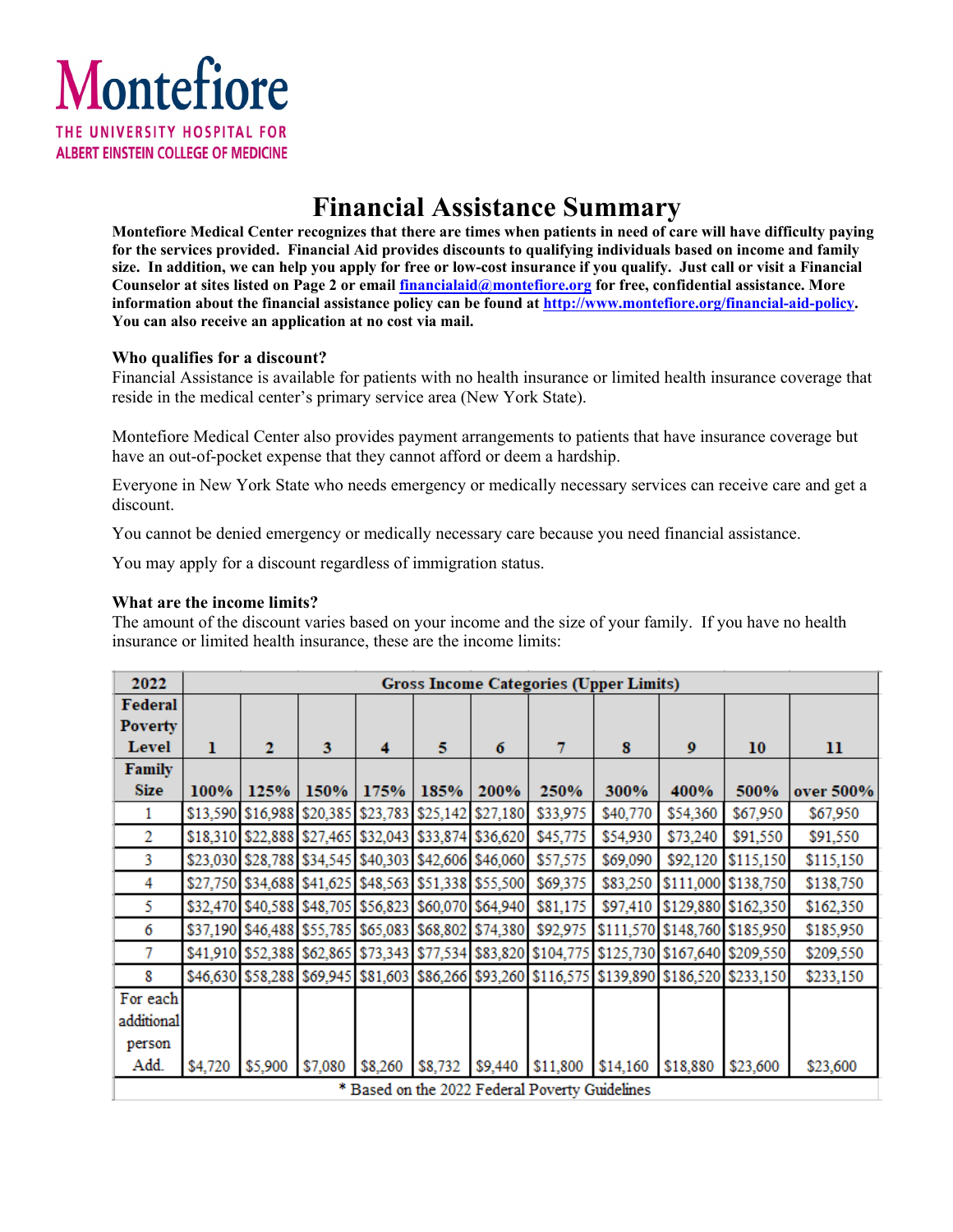Montefiore

THE UNIVERSITY HOSPITAL FOR ALBERT EINSTEIN COLLEGE OF MEDICINE

# Financial Assistance Summary

**Montefiore Medical Center recognizes that there are times when patients in need of care will have difficulty paying for the services provided. Financial Aid provides discounts to qualifying individuals based on income and family size. In addition, we can help you apply for free or low-cost insurance if you qualify. Just call or visit a Financial Counselor at sites listed on Page 2 or email financialaid@montefiore.org for free, confidential assistance. More information about the financial assistance policy can be found at http://www.montefiore.org/financial-aid-policy. You can also receive an application at no cost via mail.**

**Who qualifies for a discount?**

Financial Assistance is available for patients with no health insurance or limited health insurance coverage that reside in the medical center's primary service area (New York State).

Montefiore Medical Center also provides payment arrangements to patients that have insurance coverage but have an out-of-pocket expense that they cannot afford or deem a hardship.

Everyone in New York State who needs emergency or medically necessary services can receive care and get a discount.

You cannot be denied emergency or medically necessary care because you need financial assistance.

You may apply for a discount regardless of immigration status.

**What are the income limits?**

The amount of the discount varies based on your income and the size of your family. If you have no health insurance or limited health insurance, these are the income limits:

| 2022 | Gross Income Categories (Upper Limits) | | | | | | | | | | |
|---|---|---|---|---|---|---|---|---|---|---|---|
| Federal Poverty Level | 1 | 2 | 3 | 4 | 5 | 6 | 7 | 8 | 9 | 10 | 11 |
| Family Size | 100% | 125% | 150% | 175% | 185% | 200% | 250% | 300% | 400% | 500% | over 500% |
| 1 | $13,590 | $16,988 | $20,385 | $23,783 | $25,142 | $27,180 | $33,975 | $40,770 | $54,360 | $67,950 | $67,950 |
| 2 | $18,310 | $22,888 | $27,465 | $32,043 | $33,874 | $36,620 | $45,775 | $54,930 | $73,240 | $91,550 | $91,550 |
| 3 | $23,030 | $28,788 | $34,545 | $40,303 | $42,606 | $46,060 | $57,575 | $69,090 | $92,120 | $115,150 | $115,150 |
| 4 | $27,750 | $34,688 | $41,625 | $48,563 | $51,338 | $55,500 | $69,375 | $83,250 | $111,000 | $138,750 | $138,750 |
| 5 | $32,470 | $40,588 | $48,705 | $56,823 | $60,070 | $64,940 | $81,175 | $97,410 | $129,880 | $162,350 | $162,350 |
| 6 | $37,190 | $46,488 | $55,785 | $65,083 | $68,802 | $74,380 | $92,975 | $111,570 | $148,760 | $185,950 | $185,950 |
| 7 | $41,910 | $52,388 | $62,865 | $73,343 | $77,534 | $83,820 | $104,775 | $125,730 | $167,640 | $209,550 | $209,550 |
| 8 | $46,630 | $58,288 | $69,945 | $81,603 | $86,266 | $93,260 | $116,575 | $139,890 | $186,520 | $233,150 | $233,150 |
| For each additional person Add. | $4,720 | $5,900 | $7,080 | $8,260 | $8,732 | $9,440 | $11,800 | $14,160 | $18,880 | $23,600 | $23,600 |

* Based on the 2022 Federal Poverty Guidelines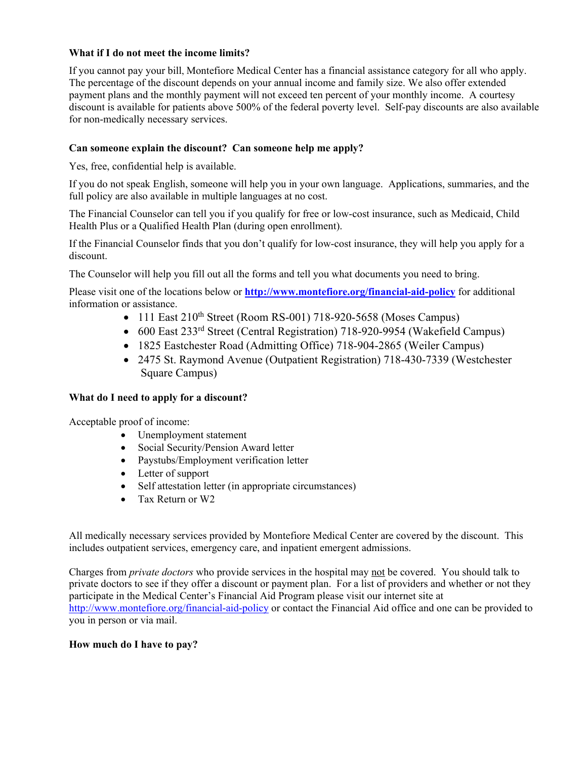**What if I do not meet the income limits?**

If you cannot pay your bill, Montefiore Medical Center has a financial assistance category for all who apply. The percentage of the discount depends on your annual income and family size. We also offer extended payment plans and the monthly payment will not exceed ten percent of your monthly income. A courtesy discount is available for patients above 500% of the federal poverty level. Self-pay discounts are also available for non-medically necessary services.

**Can someone explain the discount? Can someone help me apply?**

Yes, free, confidential help is available.

If you do not speak English, someone will help you in your own language. Applications, summaries, and the full policy are also available in multiple languages at no cost.

The Financial Counselor can tell you if you qualify for free or low-cost insurance, such as Medicaid, Child Health Plus or a Qualified Health Plan (during open enrollment).

If the Financial Counselor finds that you don't qualify for low-cost insurance, they will help you apply for a discount.

The Counselor will help you fill out all the forms and tell you what documents you need to bring.

Please visit one of the locations below or **http://www.montefiore.org/financial-aid-policy** for additional information or assistance.

- 111 East 210th Street (Room RS-001) 718-920-5658 (Moses Campus)
- 600 East 233rd Street (Central Registration) 718-920-9954 (Wakefield Campus)
- 1825 Eastchester Road (Admitting Office) 718-904-2865 (Weiler Campus)
- 2475 St. Raymond Avenue (Outpatient Registration) 718-430-7339 (Westchester Square Campus)

**What do I need to apply for a discount?**

Acceptable proof of income:

- Unemployment statement
- Social Security/Pension Award letter
- Paystubs/Employment verification letter
- Letter of support
- Self attestation letter (in appropriate circumstances)
- Tax Return or W2

All medically necessary services provided by Montefiore Medical Center are covered by the discount. This includes outpatient services, emergency care, and inpatient emergent admissions.

Charges from *private doctors* who provide services in the hospital may not be covered. You should talk to private doctors to see if they offer a discount or payment plan. For a list of providers and whether or not they participate in the Medical Center's Financial Aid Program please visit our internet site at http://www.montefiore.org/financial-aid-policy or contact the Financial Aid office and one can be provided to you in person or via mail.

**How much do I have to pay?**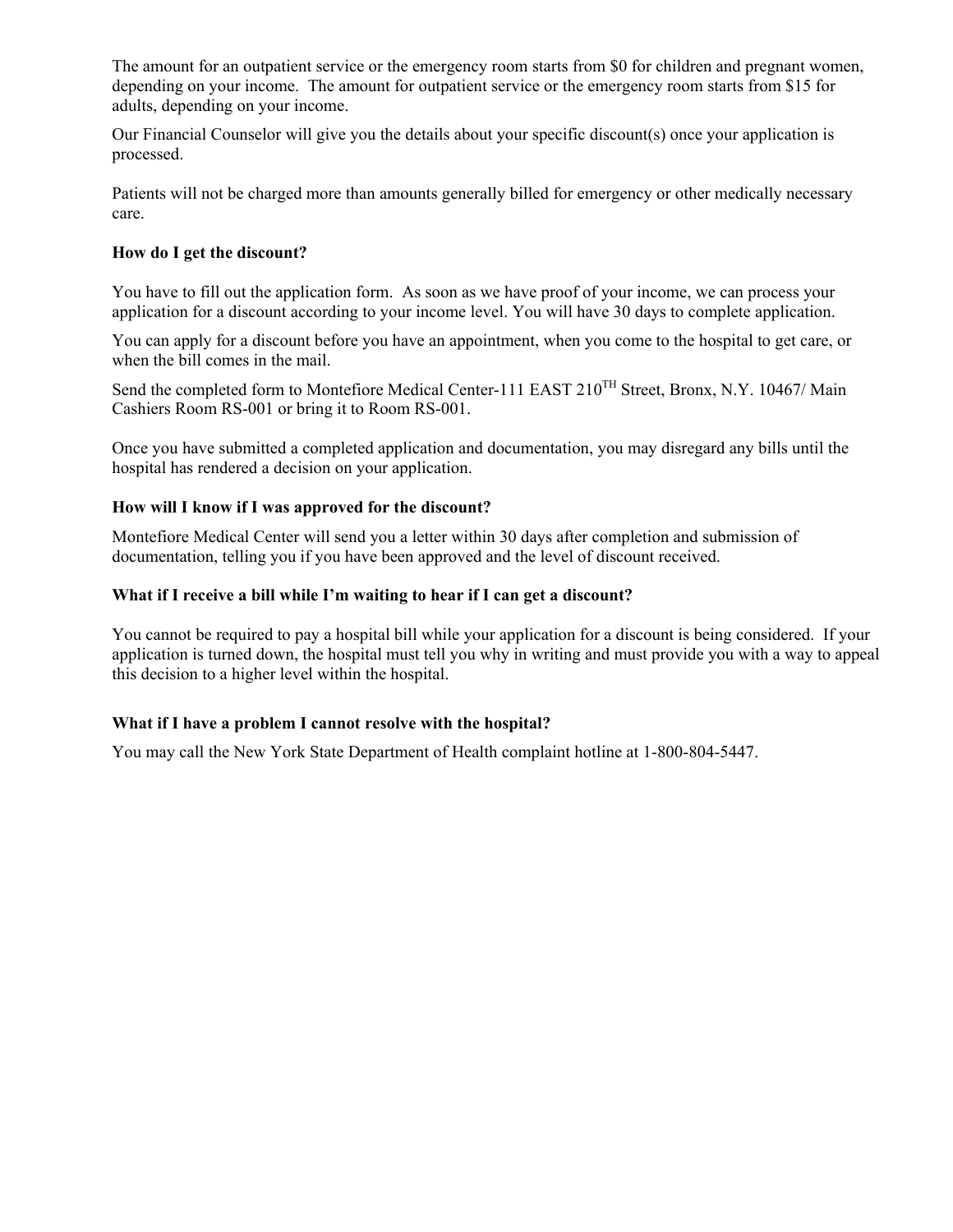The amount for an outpatient service or the emergency room starts from $0 for children and pregnant women, depending on your income. The amount for outpatient service or the emergency room starts from $15 for adults, depending on your income.

Our Financial Counselor will give you the details about your specific discount(s) once your application is processed.

Patients will not be charged more than amounts generally billed for emergency or other medically necessary care.

**How do I get the discount?**

You have to fill out the application form. As soon as we have proof of your income, we can process your application for a discount according to your income level. You will have 30 days to complete application.

You can apply for a discount before you have an appointment, when you come to the hospital to get care, or when the bill comes in the mail.

Send the completed form to Montefiore Medical Center-111 EAST 210TH Street, Bronx, N.Y. 10467/ Main Cashiers Room RS-001 or bring it to Room RS-001.

Once you have submitted a completed application and documentation, you may disregard any bills until the hospital has rendered a decision on your application.

**How will I know if I was approved for the discount?**

Montefiore Medical Center will send you a letter within 30 days after completion and submission of documentation, telling you if you have been approved and the level of discount received.

**What if I receive a bill while I'm waiting to hear if I can get a discount?**

You cannot be required to pay a hospital bill while your application for a discount is being considered. If your application is turned down, the hospital must tell you why in writing and must provide you with a way to appeal this decision to a higher level within the hospital.

**What if I have a problem I cannot resolve with the hospital?**

You may call the New York State Department of Health complaint hotline at 1-800-804-5447.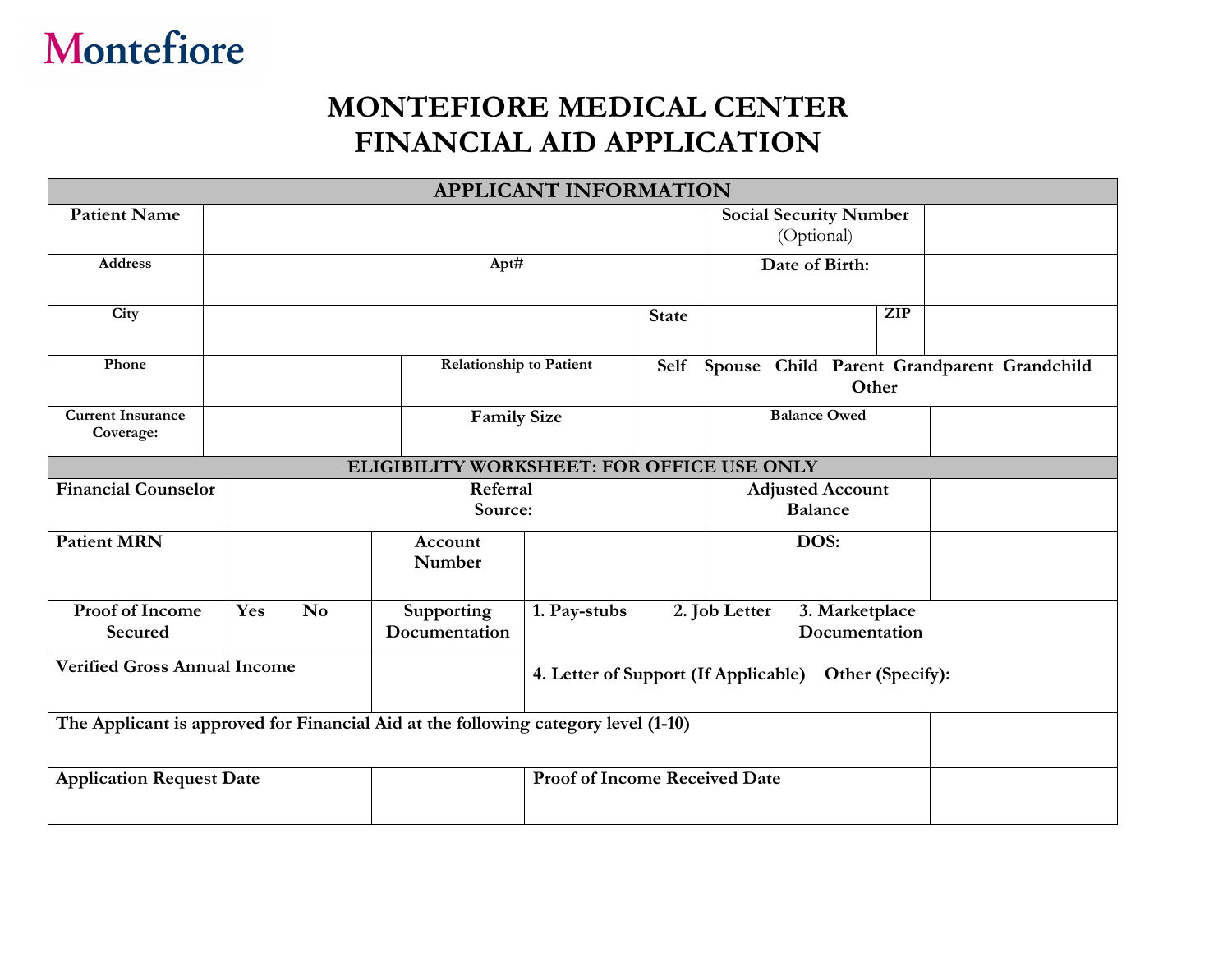Montefiore

# MONTEFIORE MEDICAL CENTER
# FINANCIAL AID APPLICATION

| APPLICANT INFORMATION | | | | | | | |
|---|---|---|---|---|---|---|---|
| **Patient Name** | | | | **Social Security Number** (Optional) | | | |
| **Address** | Apt# | | | **Date of Birth:** | | | |
| **City** | | | **State** | | **ZIP** | | |
| **Phone** | | **Relationship to Patient** | **Self Spouse Child Parent Grandparent Grandchild Other** | | | | |
| **Current Insurance Coverage:** | | **Family Size** | | **Balance Owed** | | | |

| ELIGIBILITY WORKSHEET: FOR OFFICE USE ONLY | | | | | |
|---|---|---|---|---|---|
| **Financial Counselor** | **Referral Source:** | | | **Adjusted Account Balance** | |
| **Patient MRN** | | **Account Number** | | **DOS:** | |
| **Proof of Income Secured** | **Yes No** | **Supporting Documentation** | **1. Pay-stubs 2. Job Letter 3. Marketplace Documentation** | | |
| **Verified Gross Annual Income** | | | **4. Letter of Support (If Applicable) Other (Specify):** | | |
| **The Applicant is approved for Financial Aid at the following category level (1-10)** | | | | | |
| **Application Request Date** | | | **Proof of Income Received Date** | | |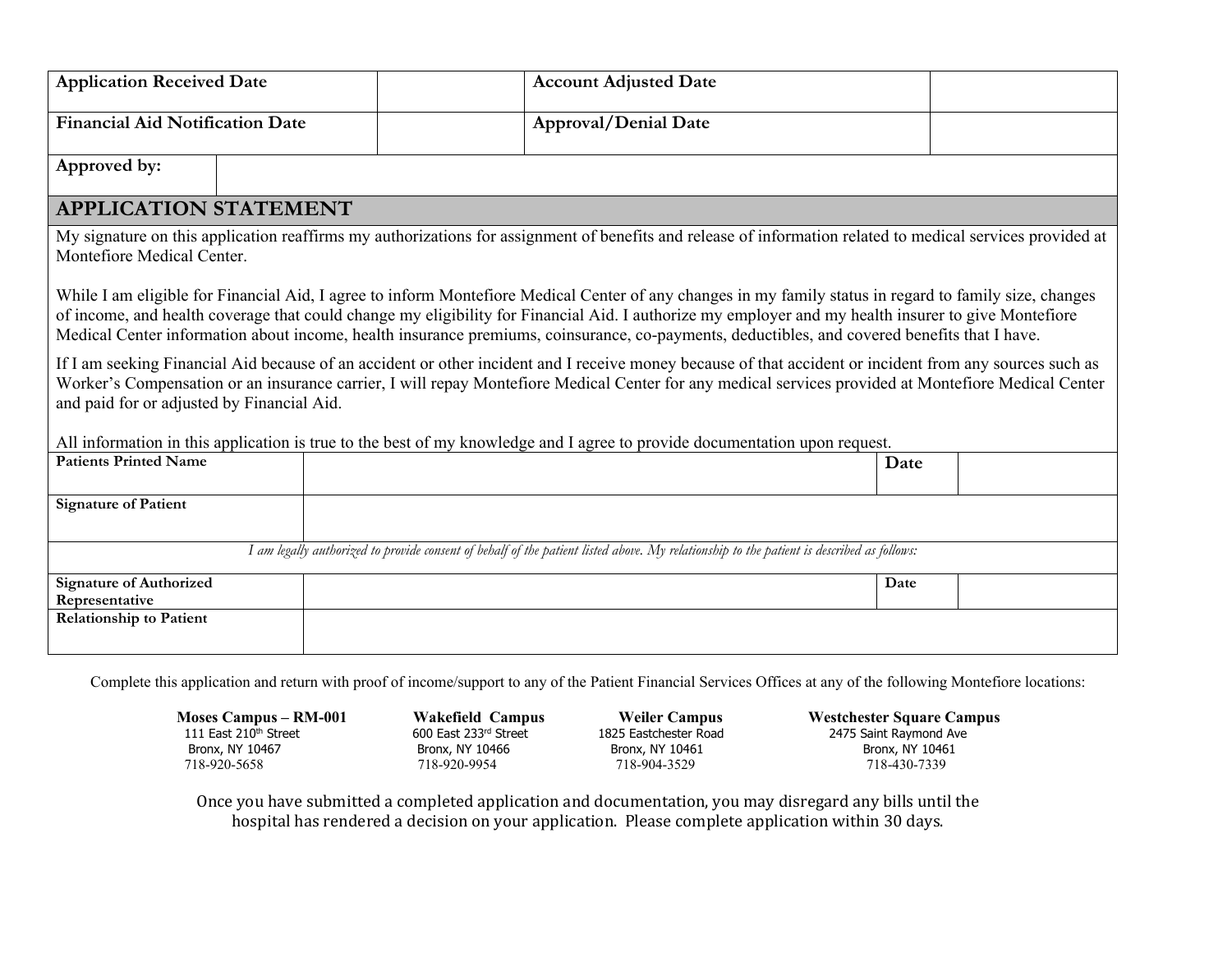| | | | |
|---|---|---|---|
| **Application Received Date** | | **Account Adjusted Date** | |
| **Financial Aid Notification Date** | | **Approval/Denial Date** | |
| **Approved by:** | | | |

## APPLICATION STATEMENT

My signature on this application reaffirms my authorizations for assignment of benefits and release of information related to medical services provided at Montefiore Medical Center.

While I am eligible for Financial Aid, I agree to inform Montefiore Medical Center of any changes in my family status in regard to family size, changes of income, and health coverage that could change my eligibility for Financial Aid. I authorize my employer and my health insurer to give Montefiore Medical Center information about income, health insurance premiums, coinsurance, co-payments, deductibles, and covered benefits that I have.

If I am seeking Financial Aid because of an accident or other incident and I receive money because of that accident or incident from any sources such as Worker's Compensation or an insurance carrier, I will repay Montefiore Medical Center for any medical services provided at Montefiore Medical Center and paid for or adjusted by Financial Aid.

All information in this application is true to the best of my knowledge and I agree to provide documentation upon request.

| | | | |
|---|---|---|---|
| **Patients Printed Name** | | **Date** | |
| **Signature of Patient** | | | |
| *I am legally authorized to provide consent of behalf of the patient listed above. My relationship to the patient is described as follows:* | | | |
| **Signature of Authorized Representative** | | **Date** | |
| **Relationship to Patient** | | | |

Complete this application and return with proof of income/support to any of the Patient Financial Services Offices at any of the following Montefiore locations:

**Moses Campus – RM-001**
111 East 210th Street
Bronx, NY 10467
718-920-5658

**Wakefield Campus**
600 East 233rd Street
Bronx, NY 10466
718-920-9954

**Weiler Campus**
1825 Eastchester Road
Bronx, NY 10461
718-904-3529

**Westchester Square Campus**
2475 Saint Raymond Ave
Bronx, NY 10461
718-430-7339

Once you have submitted a completed application and documentation, you may disregard any bills until the hospital has rendered a decision on your application. Please complete application within 30 days.